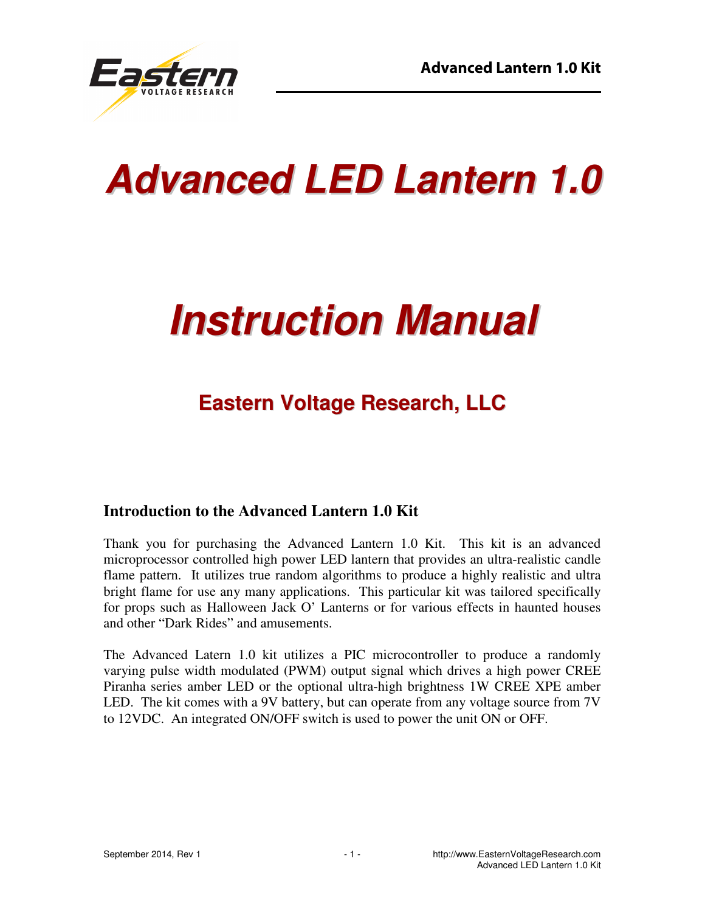# Advanced LED Lantern 1.0

# Instruction Manual

## Eastern Voltage Research, LLC

### Introduction to the Advanced Lantern 1.0 Kit

Thank you for purchasing the Advanced Lantern 1.0 Kit. This kit is an advanced microprocessor controlled high power LED lantern that provides an ultra-realistic candle flame pattern. It utilizes true random algorithms to produce a highly realistic and ultra bright flame for use any many applications. This particular kit was tailored specifically for props such as Halloween Jack O' Lanterns or for various effects in haunted houses and other "Dark Rides" and amusements.

The Advanced Latern 1.0 kit utilizes a PIC microcontroller to produce a randomly varying pulse width modulated (PWM) output signal which drives a high power CREE Piranha series amber LED or the optional ultra-high brightness 1W CREE XPE amber LED. The kit comes with a 9V battery, but can operate from any voltage source from 7V to 12VDC. An integrated ON/OFF switch is used to power the unit ON or OFF.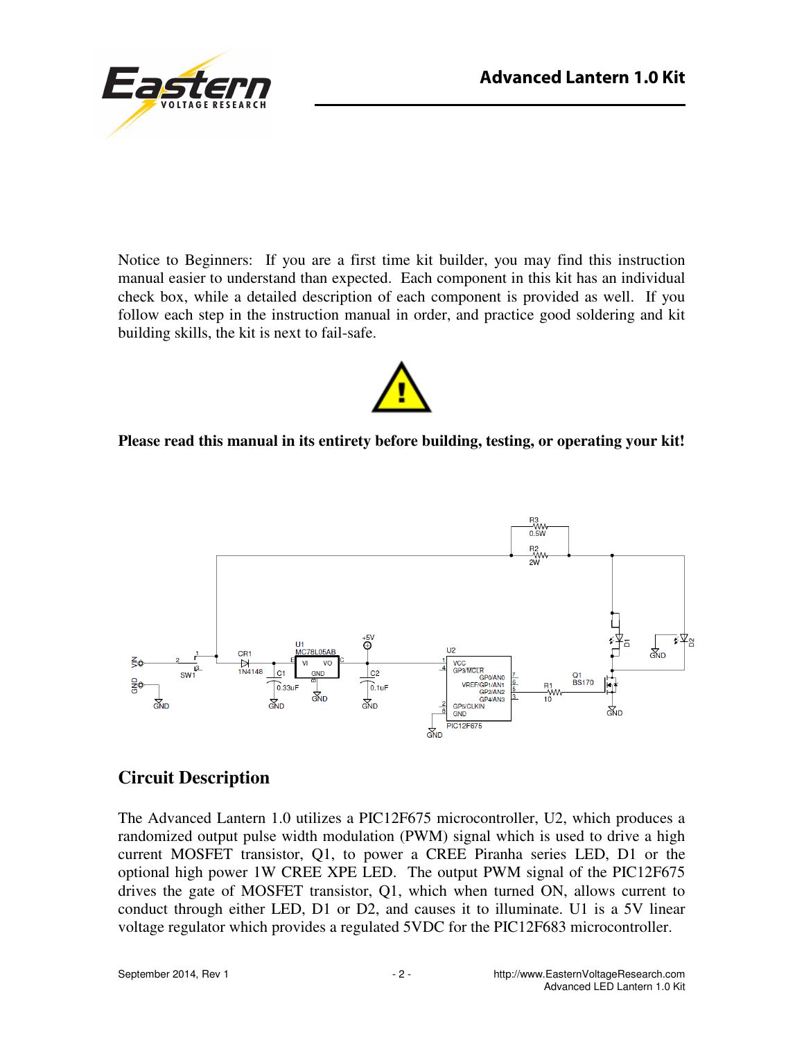Notice to Beginners: If you are a first time kit builder, you may find this instruction manual easier to understand than expected. Each component in this kit has an individual check box, while a detailed description of each component is provided as well. If you follow each step in the instruction manual in order, and practice good soldering and kit building skills, the kit is next to fail-safe.

**Please read this manual in its entirety before building, testing, or operating your kit!**

## Circuit Description

The Advanced Lantern 1.0 utilizes a PIC12F675 microcontroller, U2, which produces a randomized output pulse width modulation (PWM) signal which is used to drive a high current MOSFET transistor, Q1, to power a CREE Piranha series LED, D1 or the optional high power 1W CREE XPE LED. The output PWM signal of the PIC12F675 drives the gate of MOSFET transistor, Q1, which when turned ON, allows current to conduct through either LED, D1 or D2, and causes it to illuminate. U1 is a 5V linear voltage regulator which provides a regulated 5VDC for the PIC12F683 microcontroller.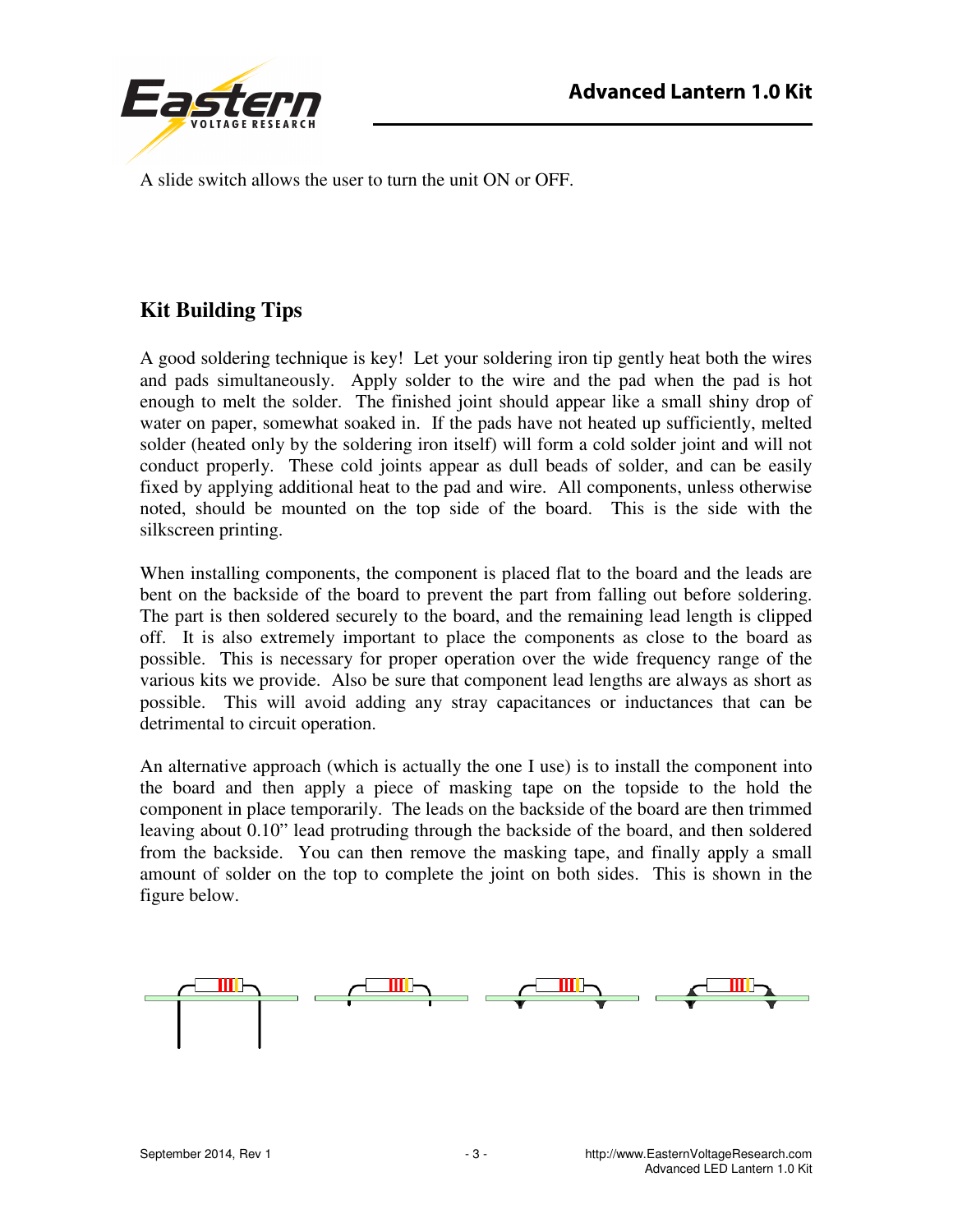A slide switch allows the user to turn the unit ON or OFF.

## Kit Building Tips

A good soldering technique is key! Let your soldering iron tip gently heat both the wires and pads simultaneously. Apply solder to the wire and the pad when the pad is hot enough to melt the solder. The finished joint should appear like a small shiny drop of water on paper, somewhat soaked in. If the pads have not heated up sufficiently, melted solder (heated only by the soldering iron itself) will form a cold solder joint and will not conduct properly. These cold joints appear as dull beads of solder, and can be easily fixed by applying additional heat to the pad and wire. All components, unless otherwise noted, should be mounted on the top side of the board. This is the side with the silkscreen printing.

When installing components, the component is placed flat to the board and the leads are bent on the backside of the board to prevent the part from falling out before soldering. The part is then soldered securely to the board, and the remaining lead length is clipped off. It is also extremely important to place the components as close to the board as possible. This is necessary for proper operation over the wide frequency range of the various kits we provide. Also be sure that component lead lengths are always as short as possible. This will avoid adding any stray capacitances or inductances that can be detrimental to circuit operation.

An alternative approach (which is actually the one I use) is to install the component into the board and then apply a piece of masking tape on the topside to hold the component in place temporarily. The leads on the backside of the board are then trimmed leaving about 0.10" lead protruding through the backside of the board, and then soldered from the backside. You can then remove the masking tape, and finally apply a small amount of solder on the top to complete the joint on both sides. This is shown in the figure below.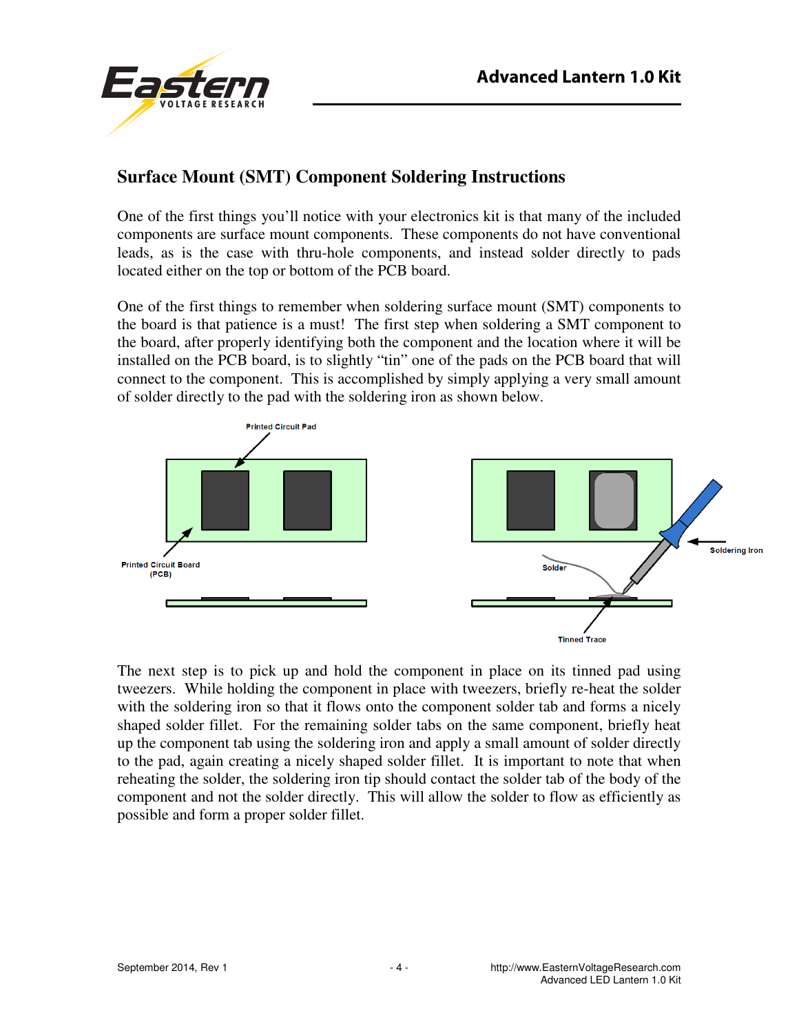## Surface Mount (SMT) Component Soldering Instructions

One of the first things you'll notice with your electronics kit is that many of the included components are surface mount components. These components do not have conventional leads, as is the case with thru-hole components, and instead solder directly to pads located either on the top or bottom of the PCB board.

One of the first things to remember when soldering surface mount (SMT) components to the board is that patience is a must! The first step when soldering a SMT component to the board, after properly identifying both the component and the location where it will be installed on the PCB board, is to slightly "tin" one of the pads on the PCB board that will connect to the component. This is accomplished by simply applying a very small amount of solder directly to the pad with the soldering iron as shown below.

Printed Circuit Pad

Printed Circuit Board (PCB)

Solder

Soldering Iron

Tinned Trace

The next step is to pick up and hold the component in place on its tinned pad using tweezers. While holding the component in place with tweezers, briefly re-heat the solder with the soldering iron so that it flows onto the component solder tab and forms a nicely shaped solder fillet. For the remaining solder tabs on the same component, briefly heat up the component tab using the soldering iron and apply a small amount of solder directly to the pad, again creating a nicely shaped solder fillet. It is important to note that when reheating the solder, the soldering iron tip should contact the solder tab of the body of the component and not the solder directly. This will allow the solder to flow as efficiently as possible and form a proper solder fillet.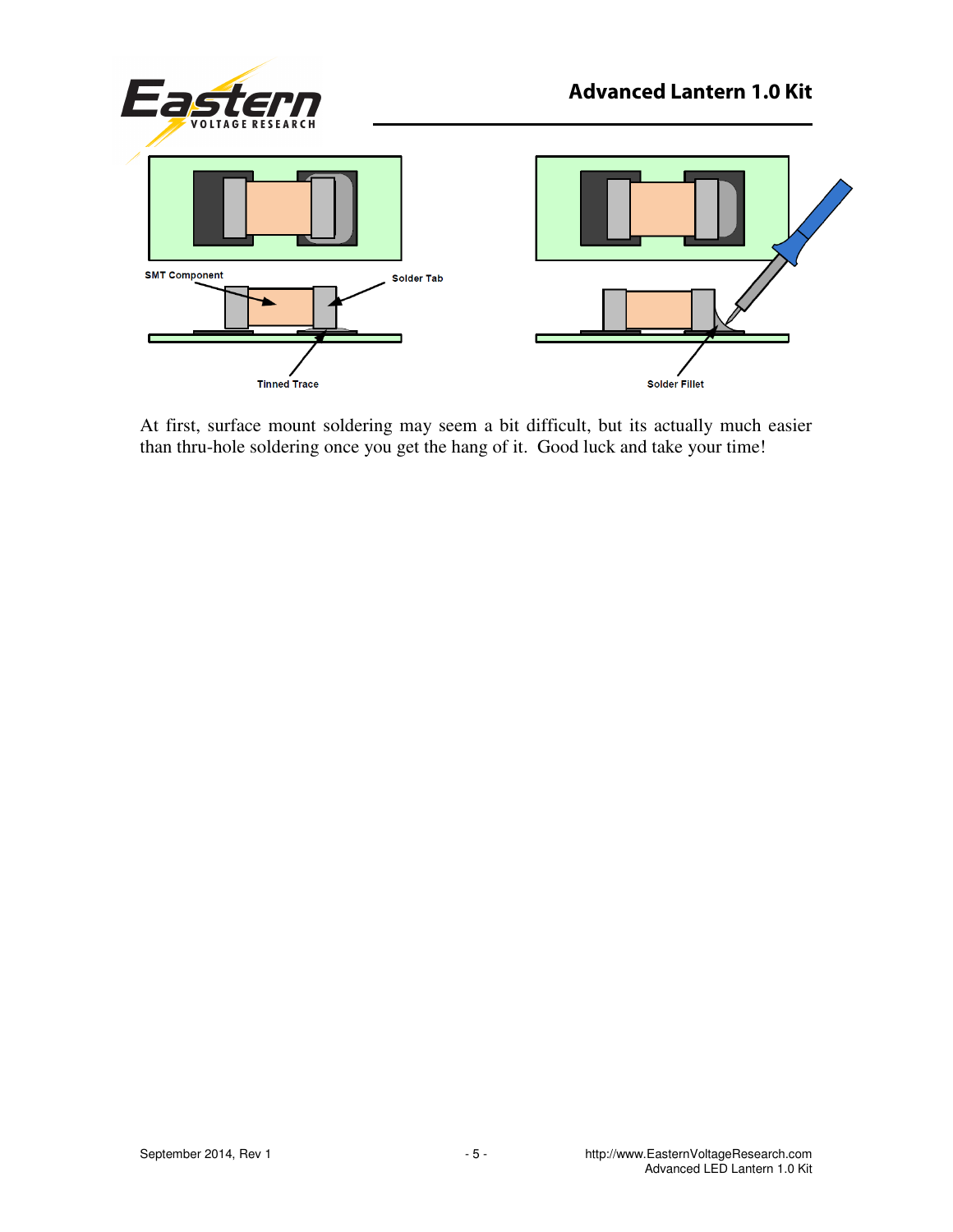SMT Component

Solder Tab

Tinned Trace

Solder Fillet

At first, surface mount soldering may seem a bit difficult, but its actually much easier than thru-hole soldering once you get the hang of it. Good luck and take your time!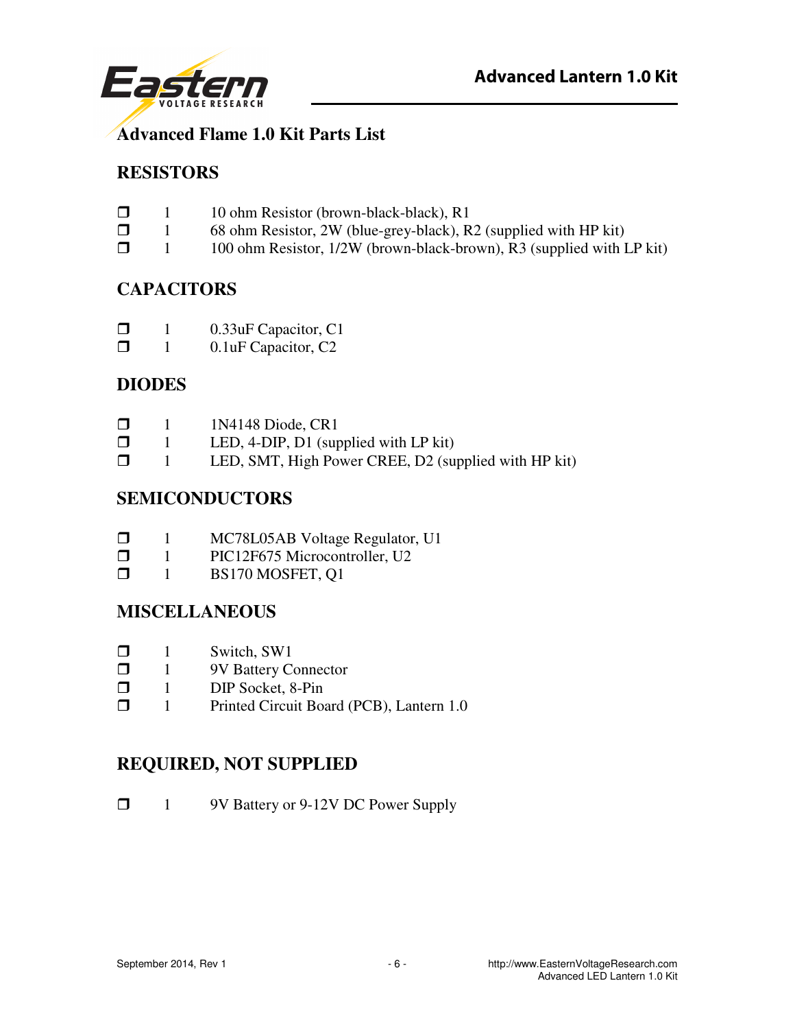## Advanced Flame 1.0 Kit Parts List

### RESISTORS

- ❒ 1 10 ohm Resistor (brown-black-black), R1
- ❒ 1 68 ohm Resistor, 2W (blue-grey-black), R2 (supplied with HP kit)
- ❒ 1 100 ohm Resistor, 1/2W (brown-black-brown), R3 (supplied with LP kit)

### CAPACITORS

- ❒ 1 0.33uF Capacitor, C1
- ❒ 1 0.1uF Capacitor, C2

### DIODES

- ❒ 1 1N4148 Diode, CR1
- ❒ 1 LED, 4-DIP, D1 (supplied with LP kit)
- ❒ 1 LED, SMT, High Power CREE, D2 (supplied with HP kit)

### SEMICONDUCTORS

- ❒ 1 MC78L05AB Voltage Regulator, U1
- ❒ 1 PIC12F675 Microcontroller, U2
- ❒ 1 BS170 MOSFET, Q1

### MISCELLANEOUS

- ❒ 1 Switch, SW1
- ❒ 1 9V Battery Connector
- ❒ 1 DIP Socket, 8-Pin
- ❒ 1 Printed Circuit Board (PCB), Lantern 1.0

### REQUIRED, NOT SUPPLIED

- ❒ 1 9V Battery or 9-12V DC Power Supply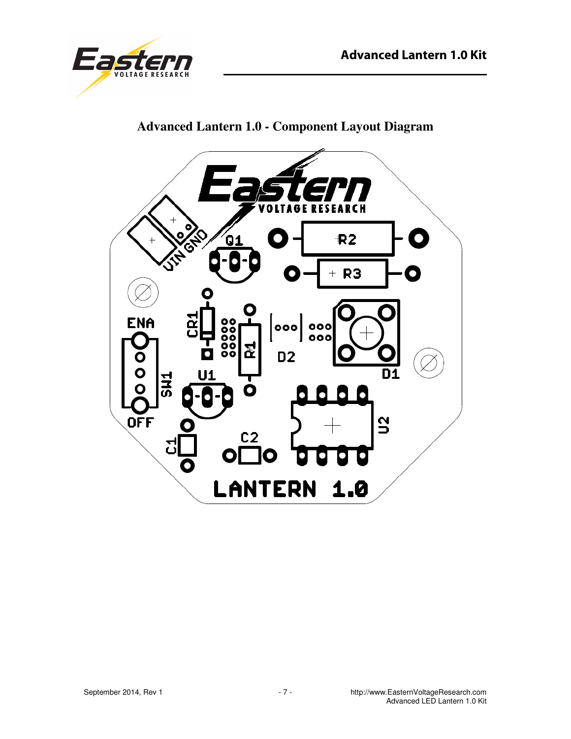# Advanced Lantern 1.0 - Component Layout Diagram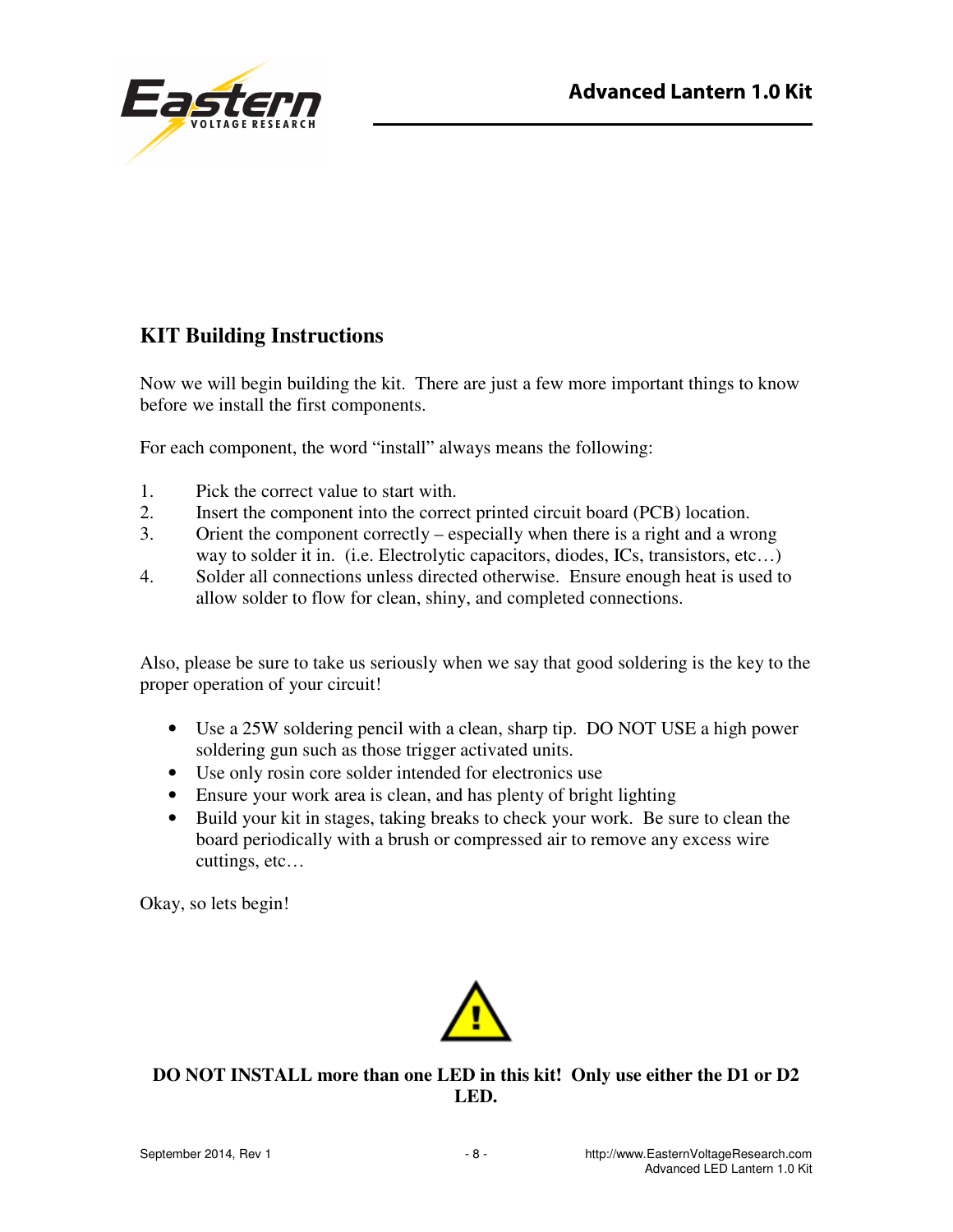## KIT Building Instructions

Now we will begin building the kit. There are just a few more important things to know before we install the first components.

For each component, the word "install" always means the following:

1. Pick the correct value to start with.
2. Insert the component into the correct printed circuit board (PCB) location.
3. Orient the component correctly – especially when there is a right and a wrong way to solder it in. (i.e. Electrolytic capacitors, diodes, ICs, transistors, etc…)
4. Solder all connections unless directed otherwise. Ensure enough heat is used to allow solder to flow for clean, shiny, and completed connections.

Also, please be sure to take us seriously when we say that good soldering is the key to the proper operation of your circuit!

- Use a 25W soldering pencil with a clean, sharp tip. DO NOT USE a high power soldering gun such as those trigger activated units.
- Use only rosin core solder intended for electronics use
- Ensure your work area is clean, and has plenty of bright lighting
- Build your kit in stages, taking breaks to check your work. Be sure to clean the board periodically with a brush or compressed air to remove any excess wire cuttings, etc…

Okay, so lets begin!

**DO NOT INSTALL more than one LED in this kit! Only use either the D1 or D2 LED.**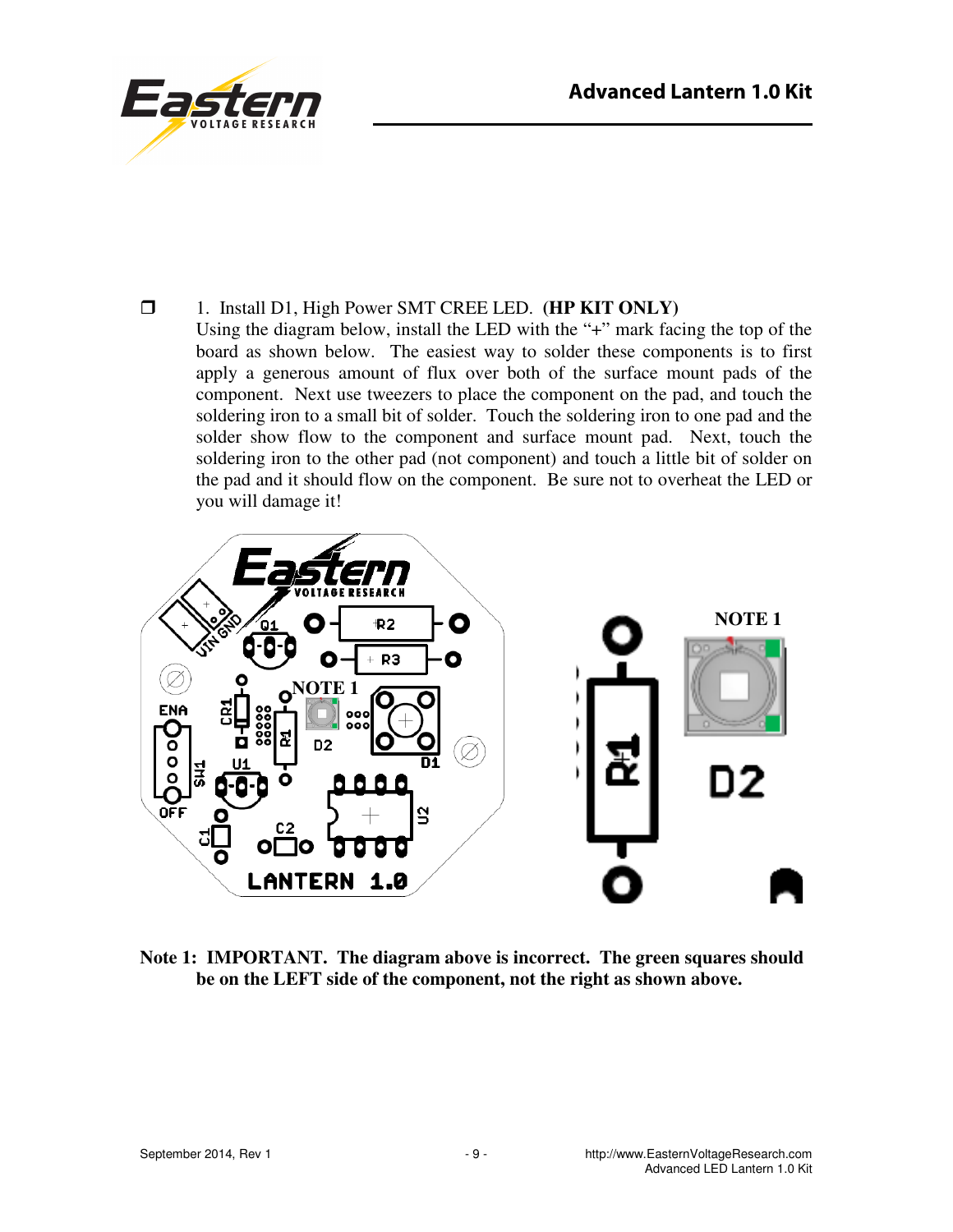❒ 1. Install D1, High Power SMT CREE LED. **(HP KIT ONLY)**
Using the diagram below, install the LED with the "+" mark facing the top of the board as shown below. The easiest way to solder these components is to first apply a generous amount of flux over both of the surface mount pads of the component. Next use tweezers to place the component on the pad, and touch the soldering iron to a small bit of solder. Touch the soldering iron to one pad and the solder show flow to the component and surface mount pad. Next, touch the soldering iron to the other pad (not component) and touch a little bit of solder on the pad and it should flow on the component. Be sure not to overheat the LED or you will damage it!

**Note 1: IMPORTANT. The diagram above is incorrect. The green squares should be on the LEFT side of the component, not the right as shown above.**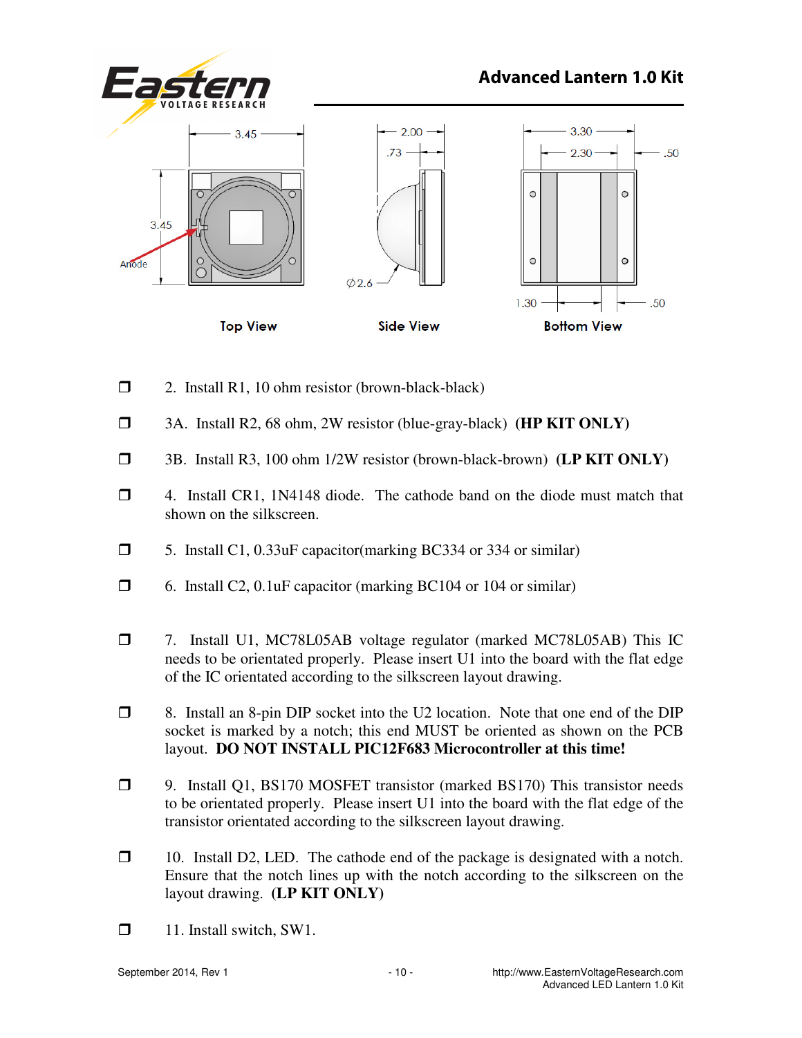Top View

Side View

Bottom View

- ❒ 2. Install R1, 10 ohm resistor (brown-black-black)

- ❒ 3A. Install R2, 68 ohm, 2W resistor (blue-gray-black) **(HP KIT ONLY)**

- ❒ 3B. Install R3, 100 ohm 1/2W resistor (brown-black-brown) **(LP KIT ONLY)**

- ❒ 4. Install CR1, 1N4148 diode. The cathode band on the diode must match that shown on the silkscreen.

- ❒ 5. Install C1, 0.33uF capacitor(marking BC334 or 334 or similar)

- ❒ 6. Install C2, 0.1uF capacitor (marking BC104 or 104 or similar)

- ❒ 7. Install U1, MC78L05AB voltage regulator (marked MC78L05AB) This IC needs to be orientated properly. Please insert U1 into the board with the flat edge of the IC orientated according to the silkscreen layout drawing.

- ❒ 8. Install an 8-pin DIP socket into the U2 location. Note that one end of the DIP socket is marked by a notch; this end MUST be oriented as shown on the PCB layout. **DO NOT INSTALL PIC12F683 Microcontroller at this time!**

- ❒ 9. Install Q1, BS170 MOSFET transistor (marked BS170) This transistor needs to be orientated properly. Please insert U1 into the board with the flat edge of the transistor orientated according to the silkscreen layout drawing.

- ❒ 10. Install D2, LED. The cathode end of the package is designated with a notch. Ensure that the notch lines up with the notch according to the silkscreen on the layout drawing. **(LP KIT ONLY)**

- ❒ 11. Install switch, SW1.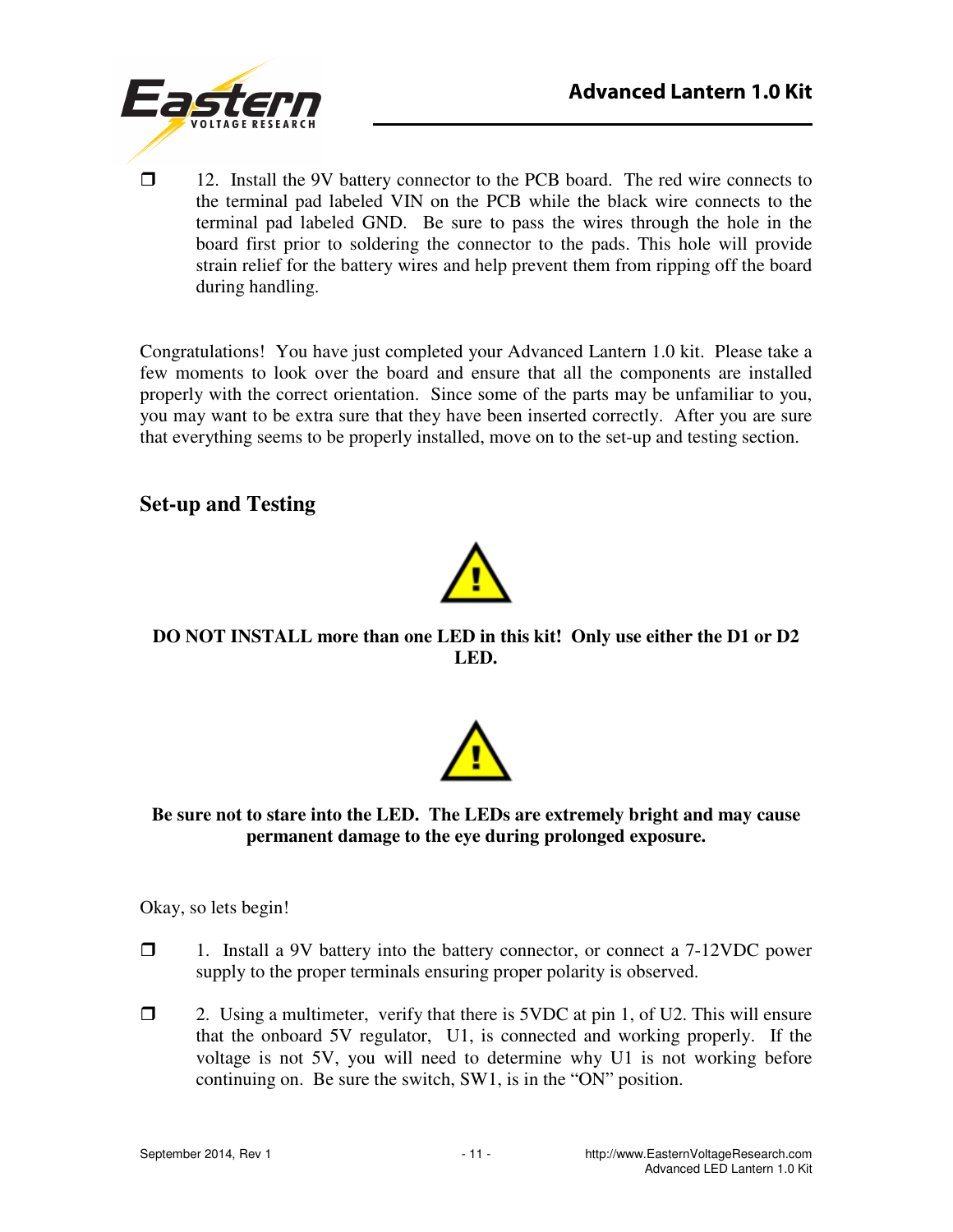❒ 12. Install the 9V battery connector to the PCB board. The red wire connects to the terminal pad labeled VIN on the PCB while the black wire connects to the terminal pad labeled GND. Be sure to pass the wires through the hole in the board first prior to soldering the connector to the pads. This hole will provide strain relief for the battery wires and help prevent them from ripping off the board during handling.

Congratulations! You have just completed your Advanced Lantern 1.0 kit. Please take a few moments to look over the board and ensure that all the components are installed properly with the correct orientation. Since some of the parts may be unfamiliar to you, you may want to be extra sure that they have been inserted correctly. After you are sure that everything seems to be properly installed, move on to the set-up and testing section.

## Set-up and Testing

**DO NOT INSTALL more than one LED in this kit! Only use either the D1 or D2 LED.**

**Be sure not to stare into the LED. The LEDs are extremely bright and may cause permanent damage to the eye during prolonged exposure.**

Okay, so lets begin!

❒ 1. Install a 9V battery into the battery connector, or connect a 7-12VDC power supply to the proper terminals ensuring proper polarity is observed.

❒ 2. Using a multimeter, verify that there is 5VDC at pin 1, of U2. This will ensure that the onboard 5V regulator, U1, is connected and working properly. If the voltage is not 5V, you will need to determine why U1 is not working before continuing on. Be sure the switch, SW1, is in the “ON” position.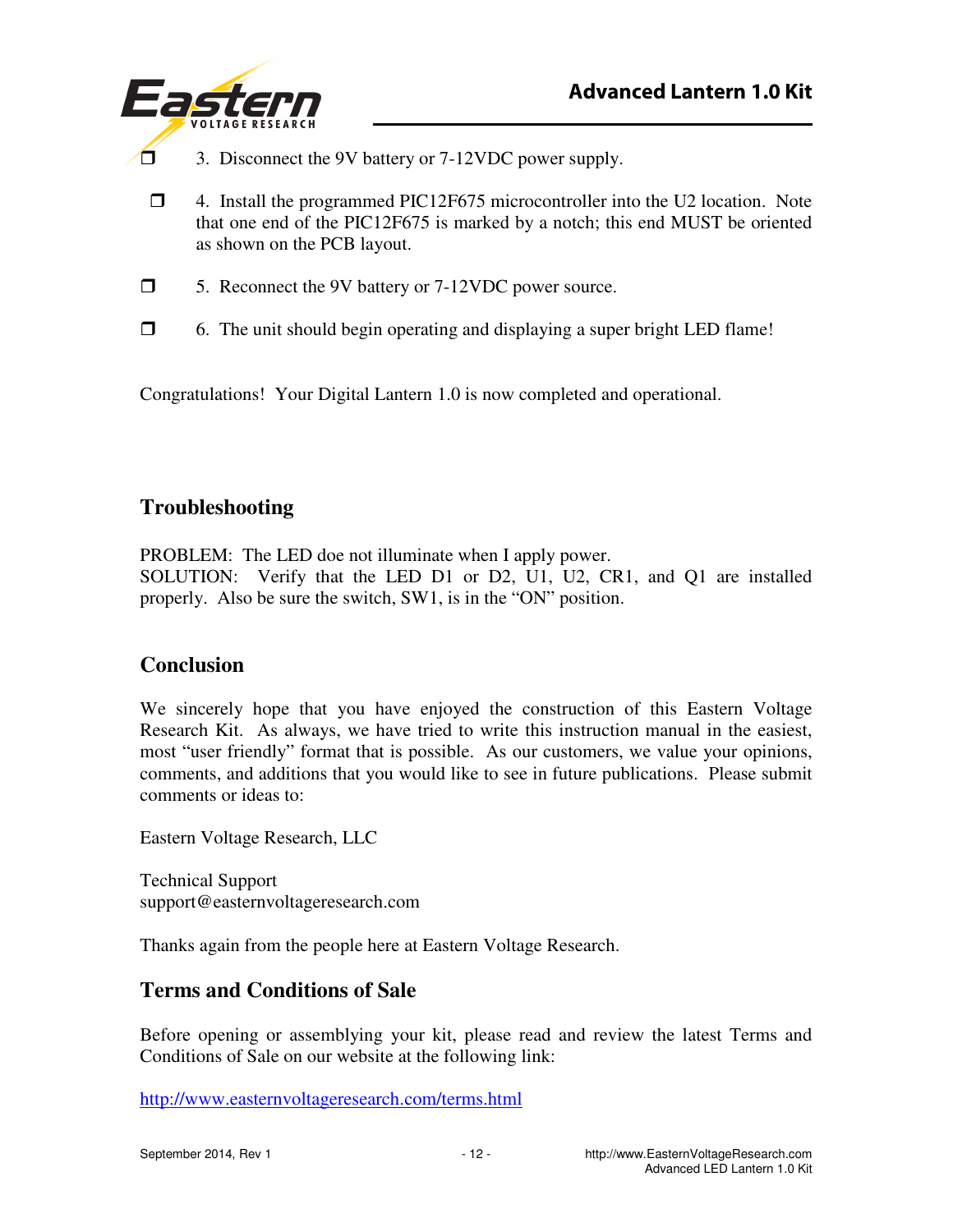- ❐ 3. Disconnect the 9V battery or 7-12VDC power supply.

- ❐ 4. Install the programmed PIC12F675 microcontroller into the U2 location. Note that one end of the PIC12F675 is marked by a notch; this end MUST be oriented as shown on the PCB layout.

- ❐ 5. Reconnect the 9V battery or 7-12VDC power source.

- ❐ 6. The unit should begin operating and displaying a super bright LED flame!

Congratulations! Your Digital Lantern 1.0 is now completed and operational.

## Troubleshooting

PROBLEM: The LED doe not illuminate when I apply power.
SOLUTION: Verify that the LED D1 or D2, U1, U2, CR1, and Q1 are installed properly. Also be sure the switch, SW1, is in the "ON" position.

## Conclusion

We sincerely hope that you have enjoyed the construction of this Eastern Voltage Research Kit. As always, we have tried to write this instruction manual in the easiest, most "user friendly" format that is possible. As our customers, we value your opinions, comments, and additions that you would like to see in future publications. Please submit comments or ideas to:

Eastern Voltage Research, LLC

Technical Support
support@easternvoltageresearch.com

Thanks again from the people here at Eastern Voltage Research.

## Terms and Conditions of Sale

Before opening or assemblying your kit, please read and review the latest Terms and Conditions of Sale on our website at the following link:

http://www.easternvoltageresearch.com/terms.html